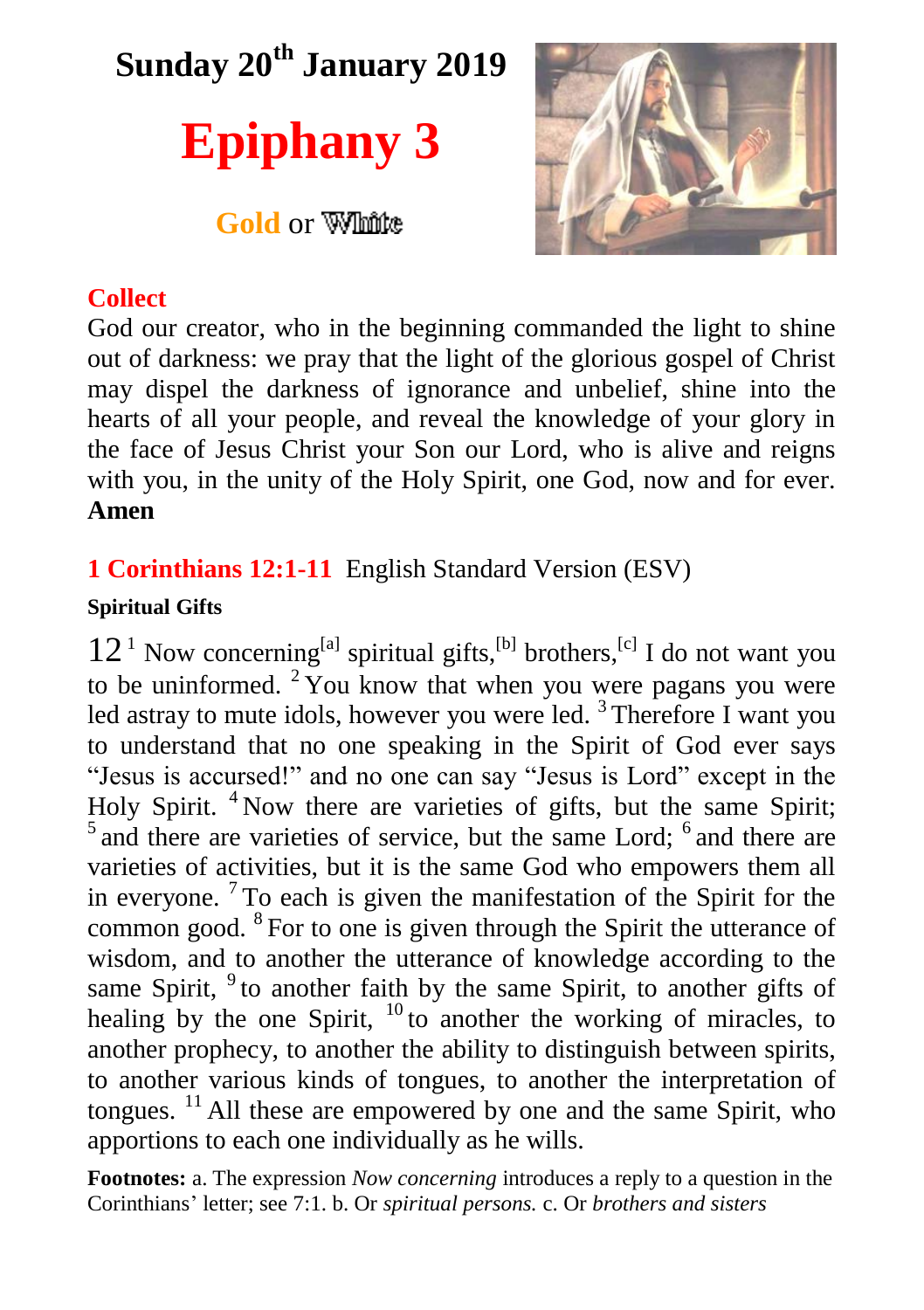# Sunday 20th January 2019

# Epiphany 3

Gold or White

## Collect

God our creator, who in the beginning commanded the light to shine out of darkness: we pray that the light of the glorious gospel of Christ may dispel the darkness of ignorance and unbelief, shine into the hearts of all your people, and reveal the knowledge of your glory in the face of Jesus Christ your Son our Lord, who is alive and reigns with you, in the unity of the Holy Spirit, one God, now and for ever. **Amen**

## 1 Corinthians 12:1-11 English Standard Version (ESV)

**Spiritual Gifts**

12 [1] Now concerning[a] spiritual gifts,[b] brothers,[c] I do not want you to be uninformed. [2] You know that when you were pagans you were led astray to mute idols, however you were led. [3] Therefore I want you to understand that no one speaking in the Spirit of God ever says "Jesus is accursed!" and no one can say "Jesus is Lord" except in the Holy Spirit. [4] Now there are varieties of gifts, but the same Spirit; [5] and there are varieties of service, but the same Lord; [6] and there are varieties of activities, but it is the same God who empowers them all in everyone. [7] To each is given the manifestation of the Spirit for the common good. [8] For to one is given through the Spirit the utterance of wisdom, and to another the utterance of knowledge according to the same Spirit, [9] to another faith by the same Spirit, to another gifts of healing by the one Spirit, [10] to another the working of miracles, to another prophecy, to another the ability to distinguish between spirits, to another various kinds of tongues, to another the interpretation of tongues. [11] All these are empowered by one and the same Spirit, who apportions to each one individually as he wills.

**Footnotes:** a. The expression *Now concerning* introduces a reply to a question in the Corinthians' letter; see 7:1. b. Or *spiritual persons.* c. Or *brothers and sisters*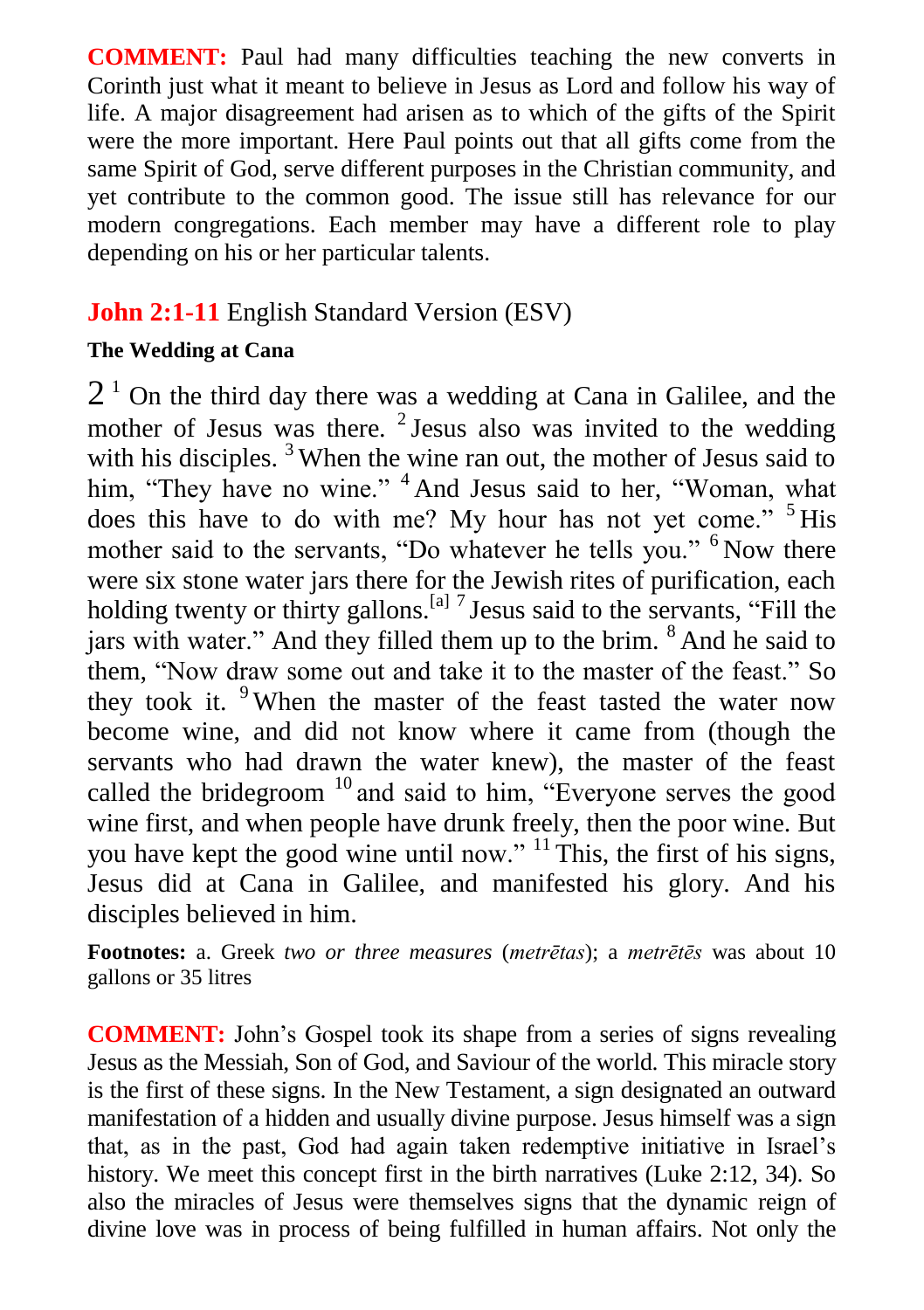**COMMENT:** Paul had many difficulties teaching the new converts in Corinth just what it meant to believe in Jesus as Lord and follow his way of life. A major disagreement had arisen as to which of the gifts of the Spirit were the more important. Here Paul points out that all gifts come from the same Spirit of God, serve different purposes in the Christian community, and yet contribute to the common good. The issue still has relevance for our modern congregations. Each member may have a different role to play depending on his or her particular talents.

## John 2:1-11 English Standard Version (ESV)

### The Wedding at Cana

2 [1] On the third day there was a wedding at Cana in Galilee, and the mother of Jesus was there. [2] Jesus also was invited to the wedding with his disciples. [3] When the wine ran out, the mother of Jesus said to him, "They have no wine." [4] And Jesus said to her, "Woman, what does this have to do with me? My hour has not yet come." [5] His mother said to the servants, "Do whatever he tells you." [6] Now there were six stone water jars there for the Jewish rites of purification, each holding twenty or thirty gallons.[a] [7] Jesus said to the servants, "Fill the jars with water." And they filled them up to the brim. [8] And he said to them, "Now draw some out and take it to the master of the feast." So they took it. [9] When the master of the feast tasted the water now become wine, and did not know where it came from (though the servants who had drawn the water knew), the master of the feast called the bridegroom [10] and said to him, "Everyone serves the good wine first, and when people have drunk freely, then the poor wine. But you have kept the good wine until now." [11] This, the first of his signs, Jesus did at Cana in Galilee, and manifested his glory. And his disciples believed in him.

**Footnotes:** a. Greek *two or three measures* (*metrētas*); a *metrētēs* was about 10 gallons or 35 litres

**COMMENT:** John's Gospel took its shape from a series of signs revealing Jesus as the Messiah, Son of God, and Saviour of the world. This miracle story is the first of these signs. In the New Testament, a sign designated an outward manifestation of a hidden and usually divine purpose. Jesus himself was a sign that, as in the past, God had again taken redemptive initiative in Israel's history. We meet this concept first in the birth narratives (Luke 2:12, 34). So also the miracles of Jesus were themselves signs that the dynamic reign of divine love was in process of being fulfilled in human affairs. Not only the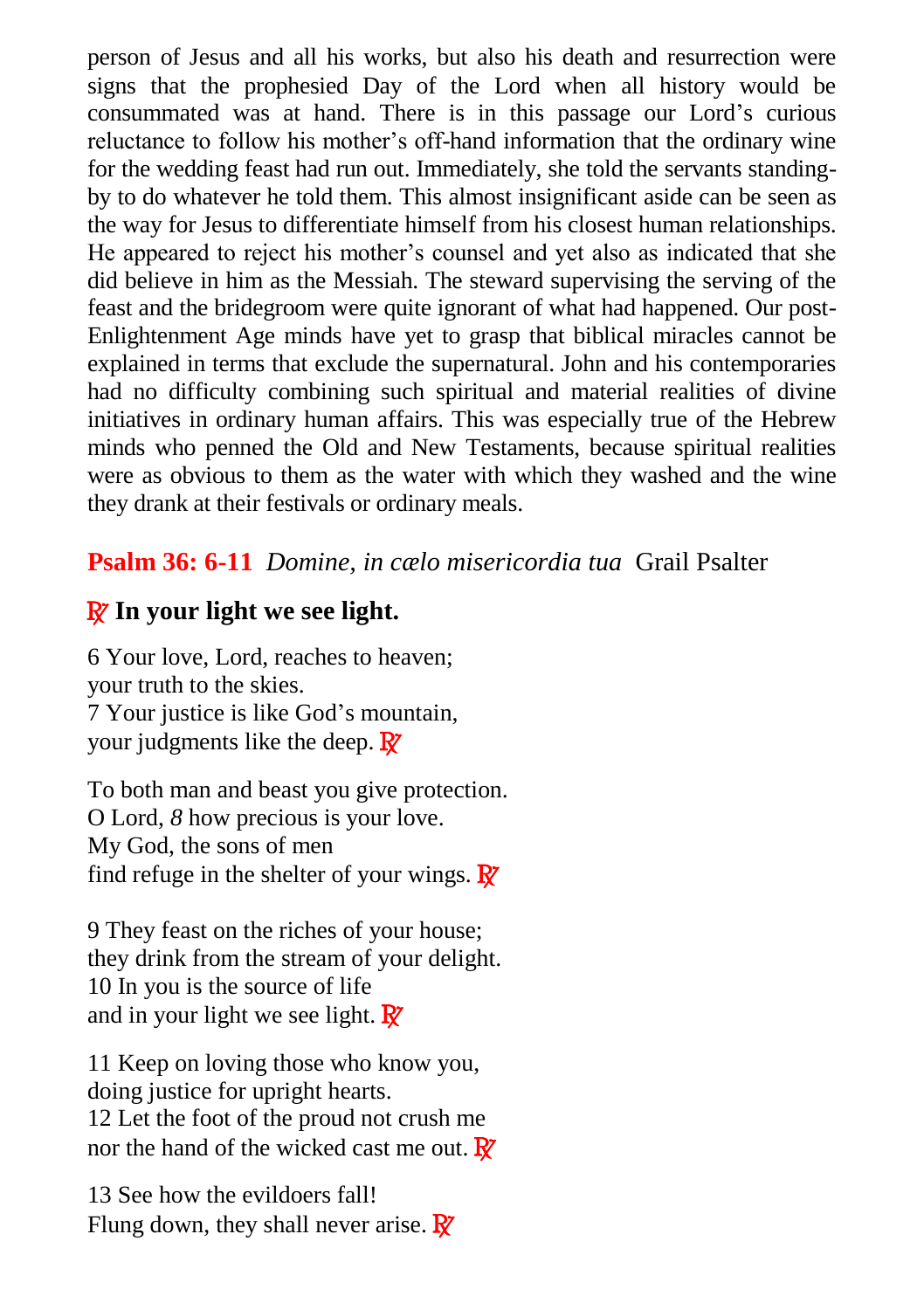person of Jesus and all his works, but also his death and resurrection were signs that the prophesied Day of the Lord when all history would be consummated was at hand. There is in this passage our Lord's curious reluctance to follow his mother's off-hand information that the ordinary wine for the wedding feast had run out. Immediately, she told the servants standing-by to do whatever he told them. This almost insignificant aside can be seen as the way for Jesus to differentiate himself from his closest human relationships. He appeared to reject his mother's counsel and yet also as indicated that she did believe in him as the Messiah. The steward supervising the serving of the feast and the bridegroom were quite ignorant of what had happened. Our post-Enlightenment Age minds have yet to grasp that biblical miracles cannot be explained in terms that exclude the supernatural. John and his contemporaries had no difficulty combining such spiritual and material realities of divine initiatives in ordinary human affairs. This was especially true of the Hebrew minds who penned the Old and New Testaments, because spiritual realities were as obvious to them as the water with which they washed and the wine they drank at their festivals or ordinary meals.

**Psalm 36: 6-11** *Domine, in cælo misericordia tua* Grail Psalter

**℟ In your light we see light.**

6 Your love, Lord, reaches to heaven;
your truth to the skies.
7 Your justice is like God's mountain,
your judgments like the deep. ℟

To both man and beast you give protection.
O Lord, *8* how precious is your love.
My God, the sons of men
find refuge in the shelter of your wings. ℟

9 They feast on the riches of your house;
they drink from the stream of your delight.
10 In you is the source of life
and in your light we see light. ℟

11 Keep on loving those who know you,
doing justice for upright hearts.
12 Let the foot of the proud not crush me
nor the hand of the wicked cast me out. ℟

13 See how the evildoers fall!
Flung down, they shall never arise. ℟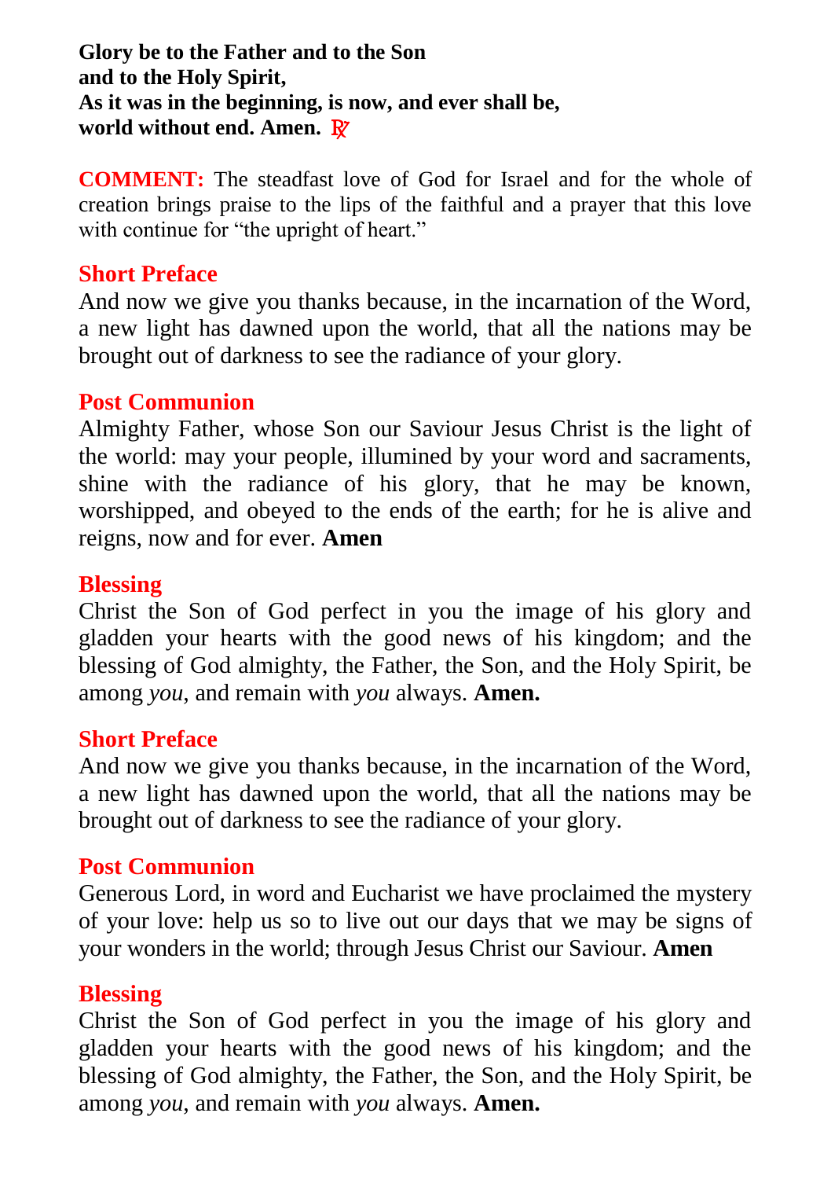**Glory be to the Father and to the Son**
**and to the Holy Spirit,**
**As it was in the beginning, is now, and ever shall be,**
**world without end. Amen.** ℟

**COMMENT:** The steadfast love of God for Israel and for the whole of creation brings praise to the lips of the faithful and a prayer that this love with continue for "the upright of heart."

## Short Preface

And now we give you thanks because, in the incarnation of the Word, a new light has dawned upon the world, that all the nations may be brought out of darkness to see the radiance of your glory.

## Post Communion

Almighty Father, whose Son our Saviour Jesus Christ is the light of the world: may your people, illumined by your word and sacraments, shine with the radiance of his glory, that he may be known, worshipped, and obeyed to the ends of the earth; for he is alive and reigns, now and for ever. **Amen**

## Blessing

Christ the Son of God perfect in you the image of his glory and gladden your hearts with the good news of his kingdom; and the blessing of God almighty, the Father, the Son, and the Holy Spirit, be among *you*, and remain with *you* always. **Amen.**

## Short Preface

And now we give you thanks because, in the incarnation of the Word, a new light has dawned upon the world, that all the nations may be brought out of darkness to see the radiance of your glory.

## Post Communion

Generous Lord, in word and Eucharist we have proclaimed the mystery of your love: help us so to live out our days that we may be signs of your wonders in the world; through Jesus Christ our Saviour. **Amen**

## Blessing

Christ the Son of God perfect in you the image of his glory and gladden your hearts with the good news of his kingdom; and the blessing of God almighty, the Father, the Son, and the Holy Spirit, be among *you*, and remain with *you* always. **Amen.**